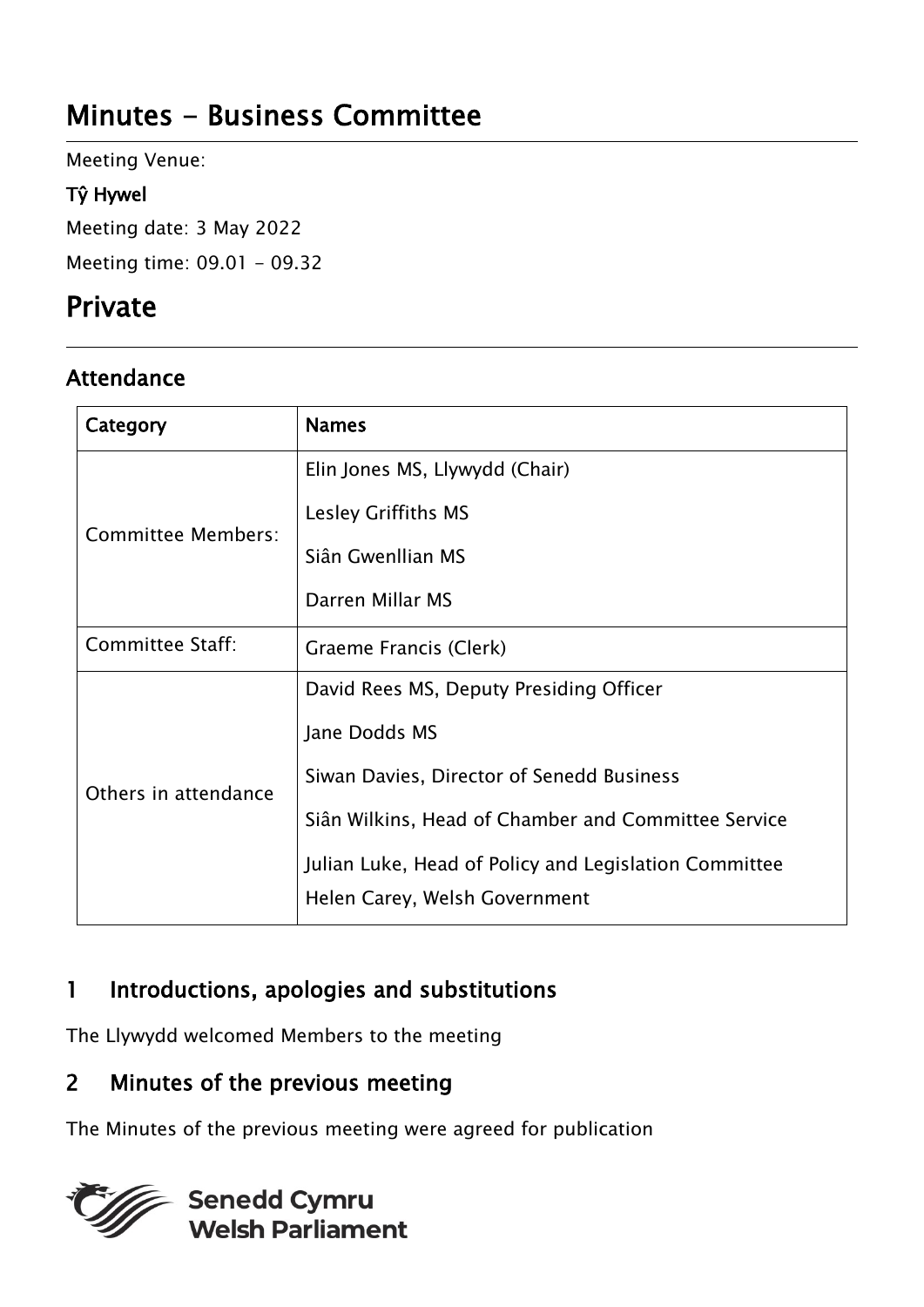# Minutes - Business Committee

Meeting Venue:

**Tŷ Hywel**

Meeting date: 3 May 2022

Meeting time: 09.01 - 09.32

# Private

## Attendance

| Category | Names |
| --- | --- |
| Committee Members: | Elin Jones MS, Llywydd (Chair)<br>Lesley Griffiths MS<br>Siân Gwenllian MS<br>Darren Millar MS |
| Committee Staff: | Graeme Francis (Clerk) |
| Others in attendance | David Rees MS, Deputy Presiding Officer<br>Jane Dodds MS<br>Siwan Davies, Director of Senedd Business<br>Siân Wilkins, Head of Chamber and Committee Service<br>Julian Luke, Head of Policy and Legislation Committee<br>Helen Carey, Welsh Government |

## 1 Introductions, apologies and substitutions

The Llywydd welcomed Members to the meeting

## 2 Minutes of the previous meeting

The Minutes of the previous meeting were agreed for publication

Senedd Cymru
Welsh Parliament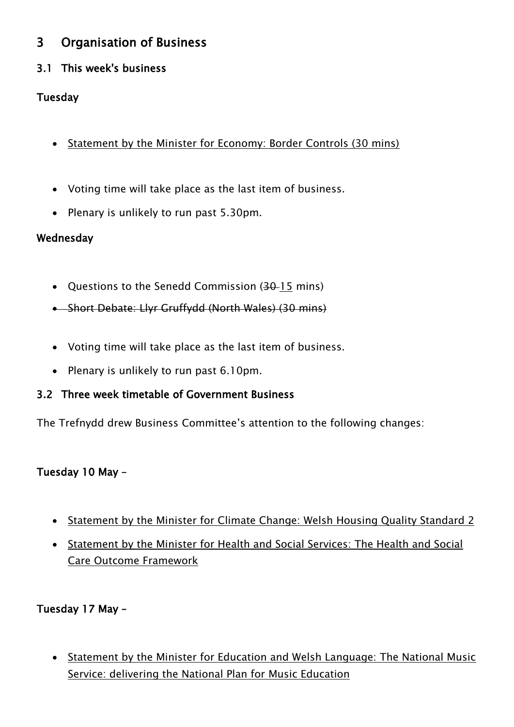## 3 Organisation of Business

### 3.1 This week's business

**Tuesday**

- <u>Statement by the Minister for Economy: Border Controls (30 mins)</u>

- Voting time will take place as the last item of business.
- Plenary is unlikely to run past 5.30pm.

**Wednesday**

- Questions to the Senedd Commission (~~30~~ <u>15</u> mins)
- ~~Short Debate: Llyr Gruffydd (North Wales) (30 mins)~~

- Voting time will take place as the last item of business.
- Plenary is unlikely to run past 6.10pm.

### 3.2 Three week timetable of Government Business

The Trefnydd drew Business Committee's attention to the following changes:

**Tuesday 10 May –**

- <u>Statement by the Minister for Climate Change: Welsh Housing Quality Standard 2</u>
- <u>Statement by the Minister for Health and Social Services: The Health and Social Care Outcome Framework</u>

**Tuesday 17 May –**

- <u>Statement by the Minister for Education and Welsh Language: The National Music Service: delivering the National Plan for Music Education</u>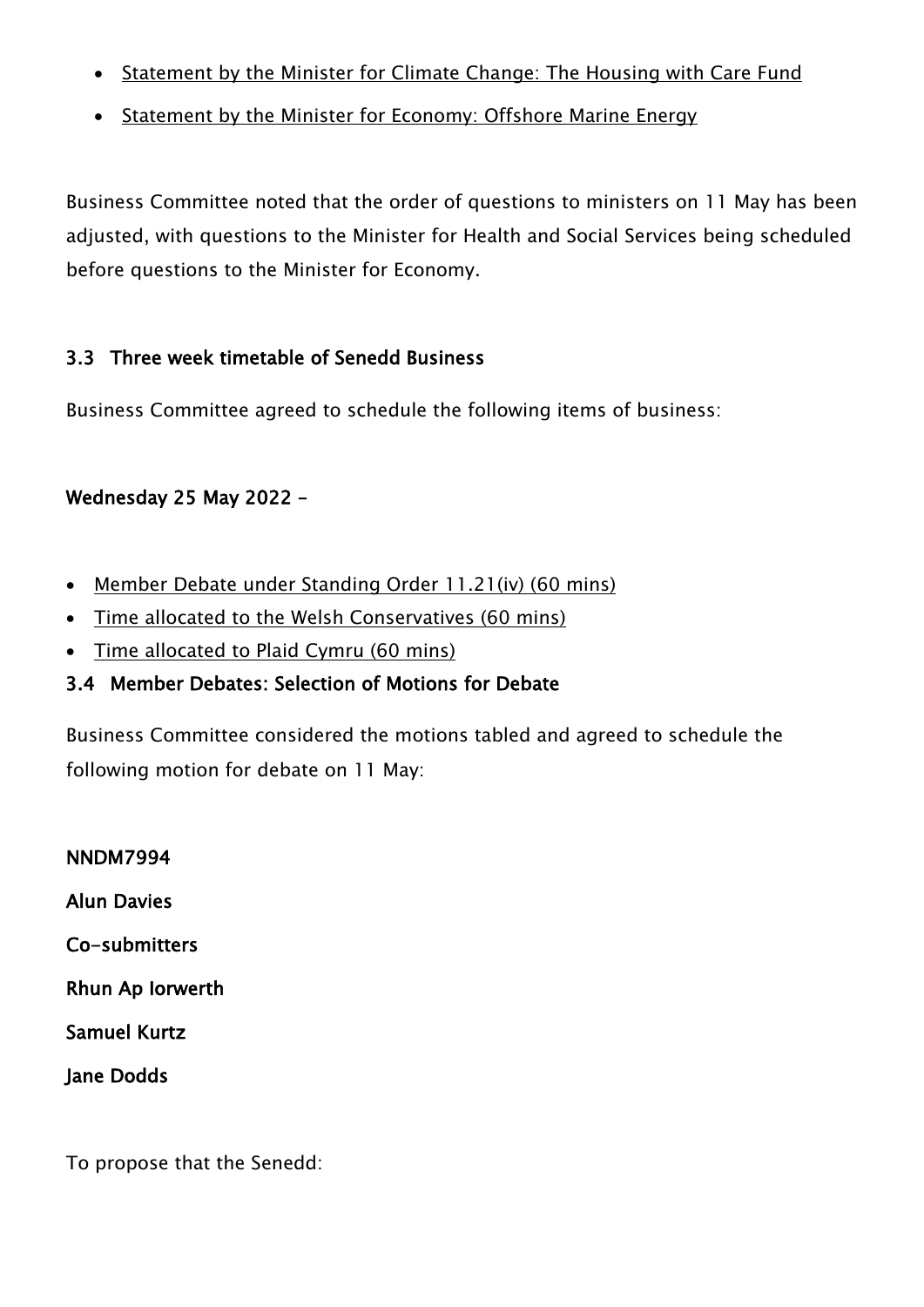- Statement by the Minister for Climate Change: The Housing with Care Fund
- Statement by the Minister for Economy: Offshore Marine Energy

Business Committee noted that the order of questions to ministers on 11 May has been adjusted, with questions to the Minister for Health and Social Services being scheduled before questions to the Minister for Economy.

### 3.3 Three week timetable of Senedd Business

Business Committee agreed to schedule the following items of business:

**Wednesday 25 May 2022 –**

- Member Debate under Standing Order 11.21(iv) (60 mins)
- Time allocated to the Welsh Conservatives (60 mins)
- Time allocated to Plaid Cymru (60 mins)

### 3.4 Member Debates: Selection of Motions for Debate

Business Committee considered the motions tabled and agreed to schedule the following motion for debate on 11 May:

**NNDM7994**

**Alun Davies**

**Co-submitters**

**Rhun Ap Iorwerth**

**Samuel Kurtz**

**Jane Dodds**

To propose that the Senedd: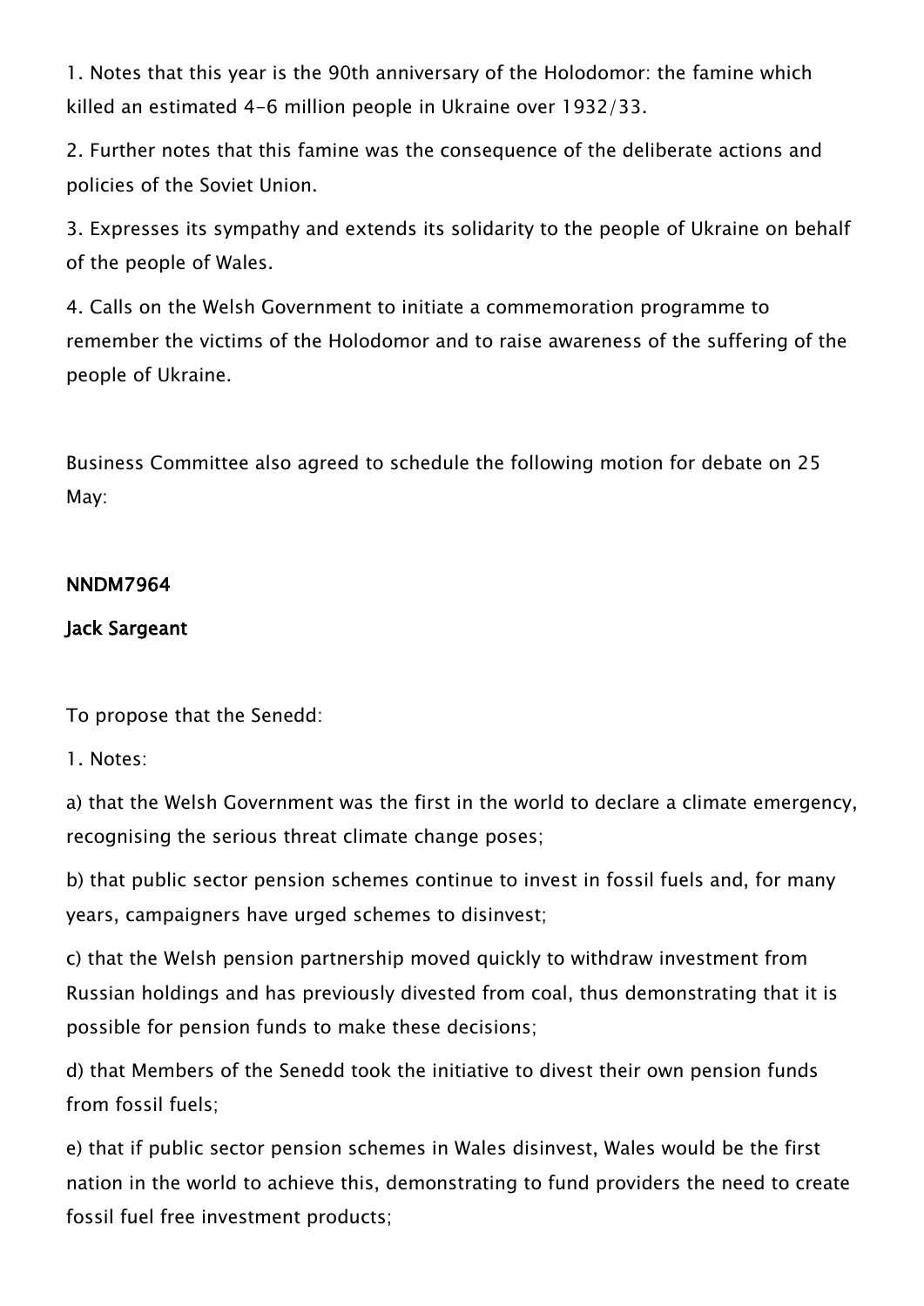1. Notes that this year is the 90th anniversary of the Holodomor: the famine which killed an estimated 4-6 million people in Ukraine over 1932/33.

2. Further notes that this famine was the consequence of the deliberate actions and policies of the Soviet Union.

3. Expresses its sympathy and extends its solidarity to the people of Ukraine on behalf of the people of Wales.

4. Calls on the Welsh Government to initiate a commemoration programme to remember the victims of the Holodomor and to raise awareness of the suffering of the people of Ukraine.

Business Committee also agreed to schedule the following motion for debate on 25 May:

**NNDM7964**

**Jack Sargeant**

To propose that the Senedd:

1. Notes:

a) that the Welsh Government was the first in the world to declare a climate emergency, recognising the serious threat climate change poses;

b) that public sector pension schemes continue to invest in fossil fuels and, for many years, campaigners have urged schemes to disinvest;

c) that the Welsh pension partnership moved quickly to withdraw investment from Russian holdings and has previously divested from coal, thus demonstrating that it is possible for pension funds to make these decisions;

d) that Members of the Senedd took the initiative to divest their own pension funds from fossil fuels;

e) that if public sector pension schemes in Wales disinvest, Wales would be the first nation in the world to achieve this, demonstrating to fund providers the need to create fossil fuel free investment products;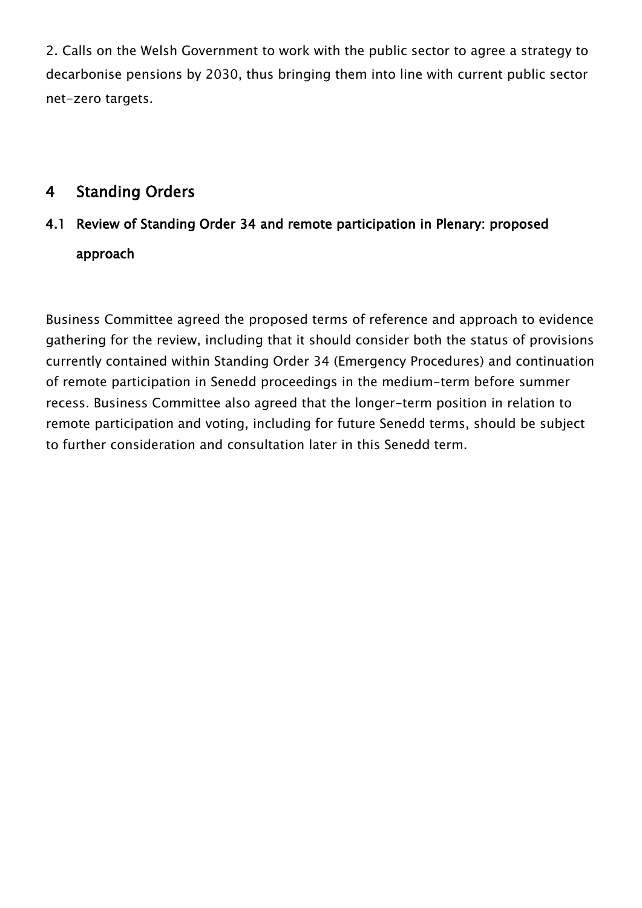2. Calls on the Welsh Government to work with the public sector to agree a strategy to decarbonise pensions by 2030, thus bringing them into line with current public sector net-zero targets.

## 4 Standing Orders

### 4.1 Review of Standing Order 34 and remote participation in Plenary: proposed approach

Business Committee agreed the proposed terms of reference and approach to evidence gathering for the review, including that it should consider both the status of provisions currently contained within Standing Order 34 (Emergency Procedures) and continuation of remote participation in Senedd proceedings in the medium-term before summer recess. Business Committee also agreed that the longer-term position in relation to remote participation and voting, including for future Senedd terms, should be subject to further consideration and consultation later in this Senedd term.